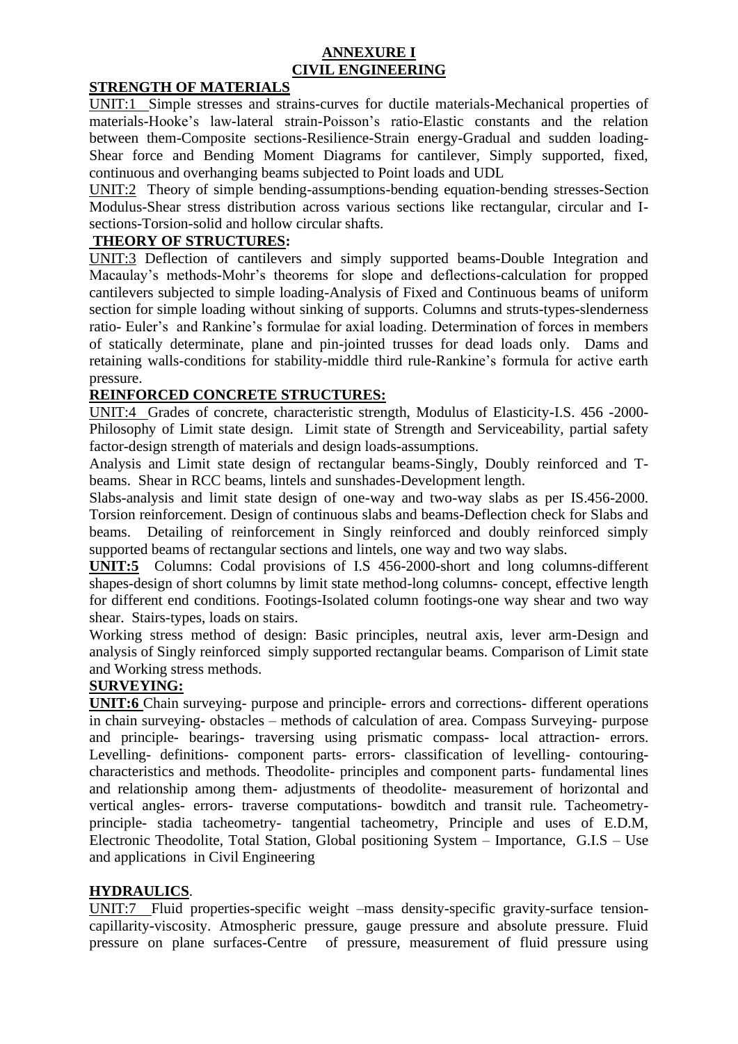# ANNEXURE I
# CIVIL ENGINEERING

## STRENGTH OF MATERIALS

UNIT:1 Simple stresses and strains-curves for ductile materials-Mechanical properties of materials-Hooke's law-lateral strain-Poisson's ratio-Elastic constants and the relation between them-Composite sections-Resilience-Strain energy-Gradual and sudden loading-Shear force and Bending Moment Diagrams for cantilever, Simply supported, fixed, continuous and overhanging beams subjected to Point loads and UDL

UNIT:2 Theory of simple bending-assumptions-bending equation-bending stresses-Section Modulus-Shear stress distribution across various sections like rectangular, circular and I-sections-Torsion-solid and hollow circular shafts.

## THEORY OF STRUCTURES:

UNIT:3 Deflection of cantilevers and simply supported beams-Double Integration and Macaulay's methods-Mohr's theorems for slope and deflections-calculation for propped cantilevers subjected to simple loading-Analysis of Fixed and Continuous beams of uniform section for simple loading without sinking of supports. Columns and struts-types-slenderness ratio- Euler's and Rankine's formulae for axial loading. Determination of forces in members of statically determinate, plane and pin-jointed trusses for dead loads only. Dams and retaining walls-conditions for stability-middle third rule-Rankine's formula for active earth pressure.

## REINFORCED CONCRETE STRUCTURES:

UNIT:4 Grades of concrete, characteristic strength, Modulus of Elasticity-I.S. 456 -2000-Philosophy of Limit state design. Limit state of Strength and Serviceability, partial safety factor-design strength of materials and design loads-assumptions.

Analysis and Limit state design of rectangular beams-Singly, Doubly reinforced and T-beams. Shear in RCC beams, lintels and sunshades-Development length.

Slabs-analysis and limit state design of one-way and two-way slabs as per IS.456-2000. Torsion reinforcement. Design of continuous slabs and beams-Deflection check for Slabs and beams. Detailing of reinforcement in Singly reinforced and doubly reinforced simply supported beams of rectangular sections and lintels, one way and two way slabs.

**UNIT:5** Columns: Codal provisions of I.S 456-2000-short and long columns-different shapes-design of short columns by limit state method-long columns- concept, effective length for different end conditions. Footings-Isolated column footings-one way shear and two way shear. Stairs-types, loads on stairs.

Working stress method of design: Basic principles, neutral axis, lever arm-Design and analysis of Singly reinforced simply supported rectangular beams. Comparison of Limit state and Working stress methods.

## SURVEYING:

**UNIT:6** Chain surveying- purpose and principle- errors and corrections- different operations in chain surveying- obstacles – methods of calculation of area. Compass Surveying- purpose and principle- bearings- traversing using prismatic compass- local attraction- errors. Levelling- definitions- component parts- errors- classification of levelling- contouring-characteristics and methods. Theodolite- principles and component parts- fundamental lines and relationship among them- adjustments of theodolite- measurement of horizontal and vertical angles- errors- traverse computations- bowditch and transit rule. Tacheometry-principle- stadia tacheometry- tangential tacheometry, Principle and uses of E.D.M, Electronic Theodolite, Total Station, Global positioning System – Importance, G.I.S – Use and applications in Civil Engineering

## HYDRAULICS.

UNIT:7 Fluid properties-specific weight –mass density-specific gravity-surface tension-capillarity-viscosity. Atmospheric pressure, gauge pressure and absolute pressure. Fluid pressure on plane surfaces-Centre of pressure, measurement of fluid pressure using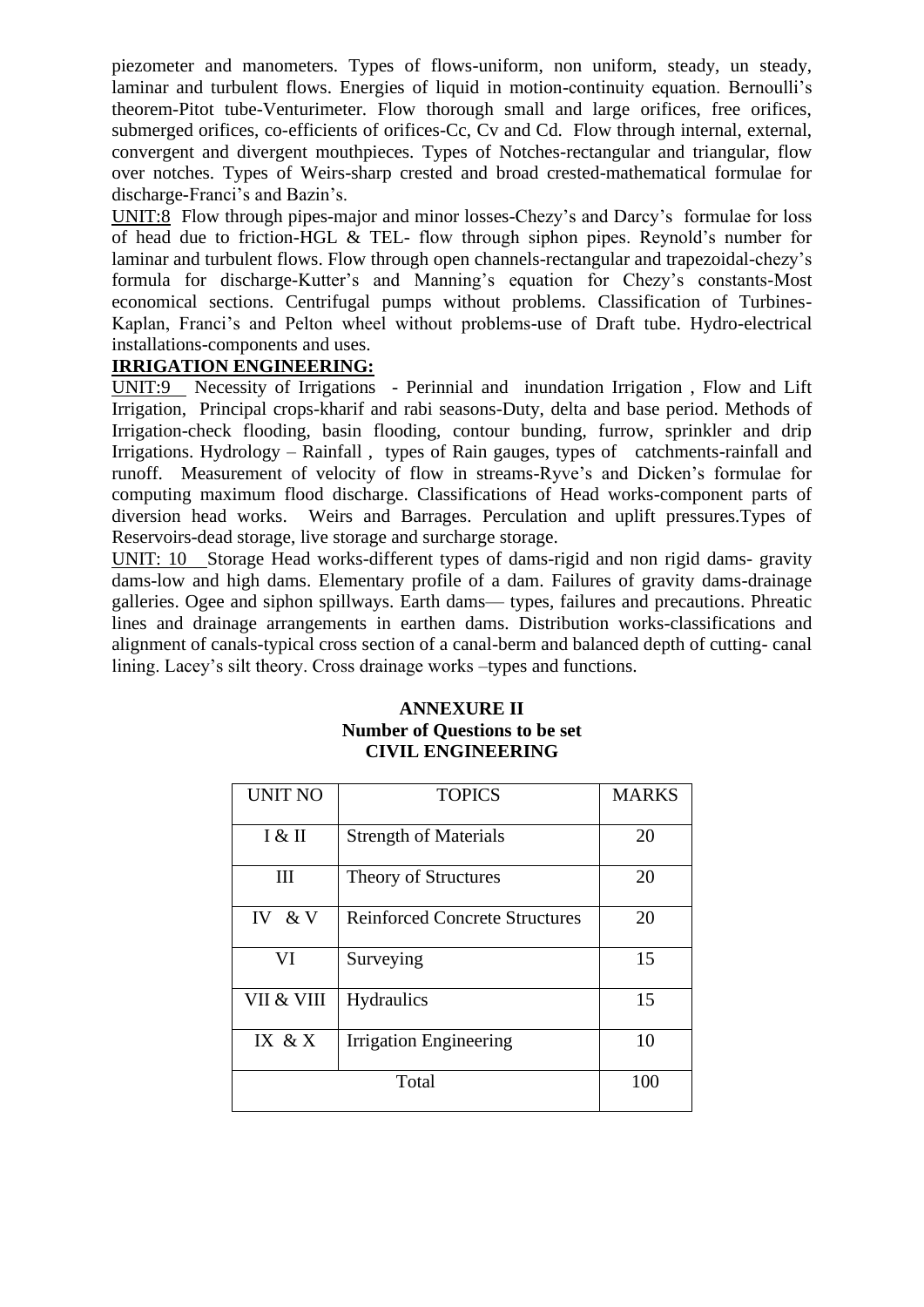piezometer and manometers. Types of flows-uniform, non uniform, steady, un steady, laminar and turbulent flows. Energies of liquid in motion-continuity equation. Bernoulli's theorem-Pitot tube-Venturimeter. Flow thorough small and large orifices, free orifices, submerged orifices, co-efficients of orifices-Cc, Cv and Cd. Flow through internal, external, convergent and divergent mouthpieces. Types of Notches-rectangular and triangular, flow over notches. Types of Weirs-sharp crested and broad crested-mathematical formulae for discharge-Franci's and Bazin's.

UNIT:8 Flow through pipes-major and minor losses-Chezy's and Darcy's formulae for loss of head due to friction-HGL & TEL- flow through siphon pipes. Reynold's number for laminar and turbulent flows. Flow through open channels-rectangular and trapezoidal-chezy's formula for discharge-Kutter's and Manning's equation for Chezy's constants-Most economical sections. Centrifugal pumps without problems. Classification of Turbines-Kaplan, Franci's and Pelton wheel without problems-use of Draft tube. Hydro-electrical installations-components and uses.

**IRRIGATION ENGINEERING:**

UNIT:9 Necessity of Irrigations - Perinnial and inundation Irrigation , Flow and Lift Irrigation, Principal crops-kharif and rabi seasons-Duty, delta and base period. Methods of Irrigation-check flooding, basin flooding, contour bunding, furrow, sprinkler and drip Irrigations. Hydrology – Rainfall , types of Rain gauges, types of catchments-rainfall and runoff. Measurement of velocity of flow in streams-Ryve's and Dicken's formulae for computing maximum flood discharge. Classifications of Head works-component parts of diversion head works. Weirs and Barrages. Perculation and uplift pressures.Types of Reservoirs-dead storage, live storage and surcharge storage.

UNIT: 10 Storage Head works-different types of dams-rigid and non rigid dams- gravity dams-low and high dams. Elementary profile of a dam. Failures of gravity dams-drainage galleries. Ogee and siphon spillways. Earth dams— types, failures and precautions. Phreatic lines and drainage arrangements in earthen dams. Distribution works-classifications and alignment of canals-typical cross section of a canal-berm and balanced depth of cutting- canal lining. Lacey's silt theory. Cross drainage works –types and functions.

**ANNEXURE II**
**Number of Questions to be set**
**CIVIL ENGINEERING**

| UNIT NO | TOPICS | MARKS |
|---|---|---|
| I & II | Strength of Materials | 20 |
| III | Theory of Structures | 20 |
| IV & V | Reinforced Concrete Structures | 20 |
| VI | Surveying | 15 |
| VII & VIII | Hydraulics | 15 |
| IX & X | Irrigation Engineering | 10 |
| Total | | 100 |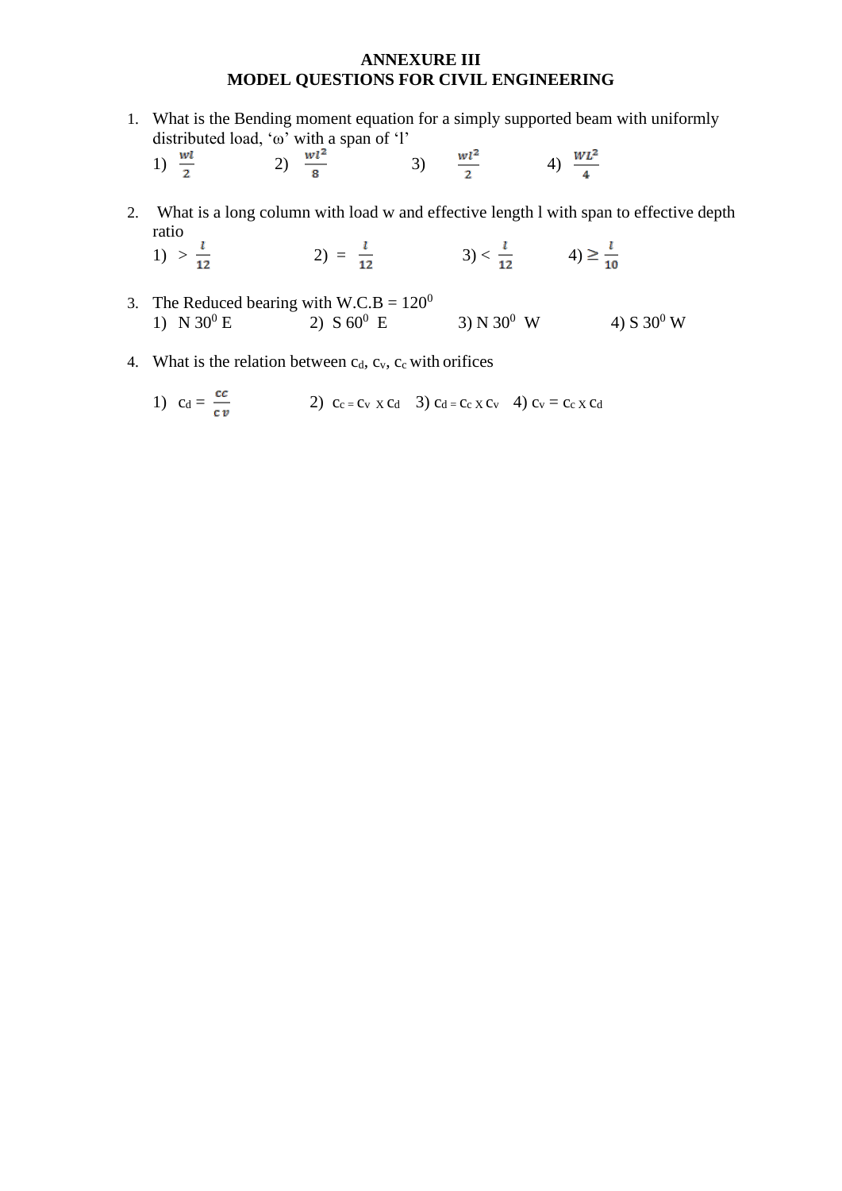# ANNEXURE III

## MODEL QUESTIONS FOR CIVIL ENGINEERING

1. What is the Bending moment equation for a simply supported beam with uniformly distributed load, ‘ω’ with a span of ‘l’

   1) $\frac{wl}{2}$ 2) $\frac{wl^2}{8}$ 3) $\frac{wl^2}{2}$ 4) $\frac{WL^2}{4}$

2. What is a long column with load w and effective length l with span to effective depth ratio

   1) $> \frac{l}{12}$ 2) $= \frac{l}{12}$ 3) $< \frac{l}{12}$ 4) $\geq \frac{l}{10}$

3. The Reduced bearing with W.C.B = $120^0$

   1) N $30^0$ E 2) S $60^0$ E 3) N $30^0$ W 4) S $30^0$ W

4. What is the relation between $c_d$, $c_v$, $c_c$ with orifices

   1) $c_d = \frac{cc}{c\,v}$ 2) $c_c = c_v \times c_d$ 3) $c_d = c_c \times c_v$ 4) $c_v = c_c \times c_d$